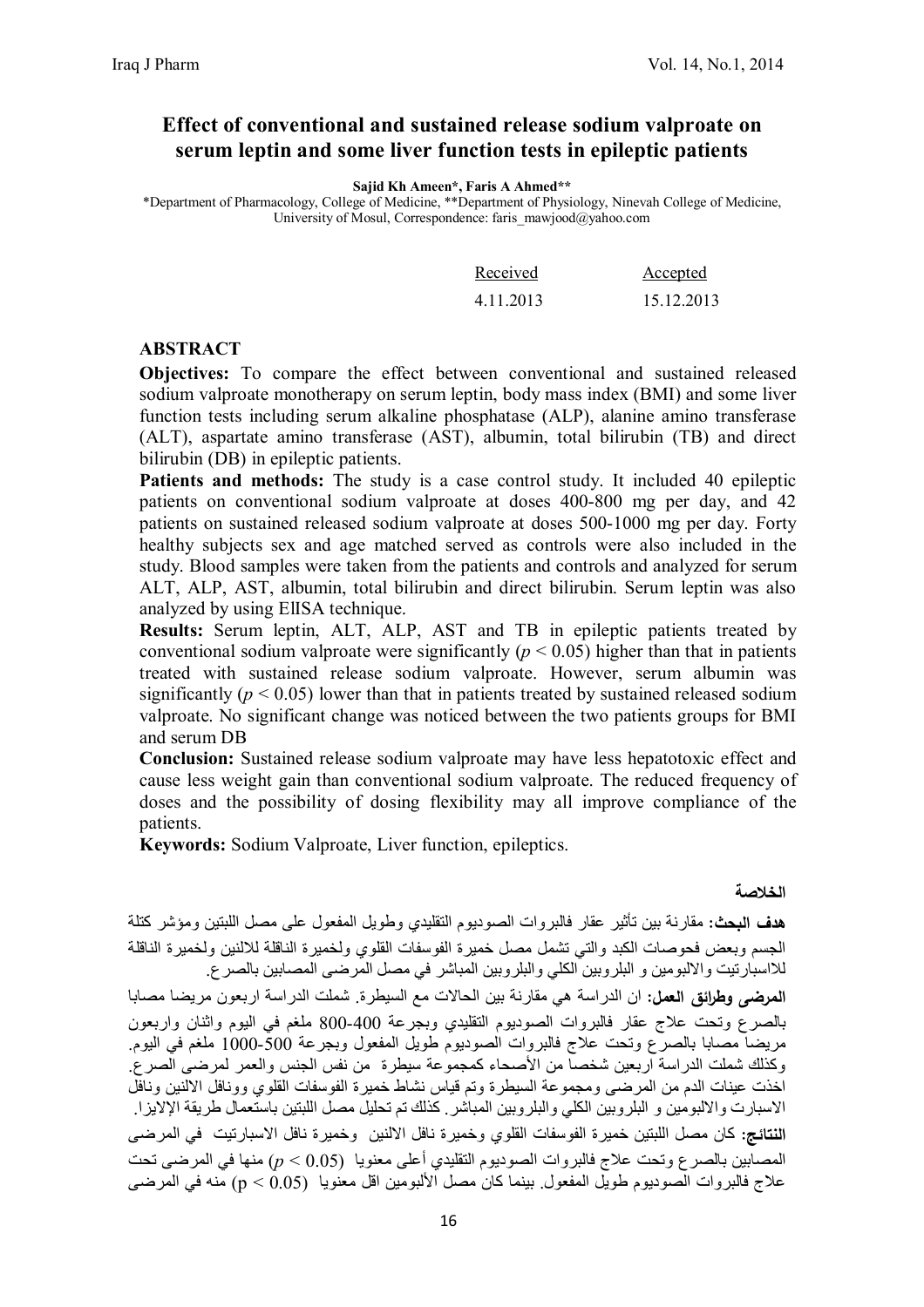# Effect of conventional and sustained release sodium valproate on serum leptin and some liver function tests in epileptic patients

**Sajid Kh Ameen\*, Faris A Ahmed\*\***

\*Department of Pharmacology, College of Medicine, \*\*Department of Physiology, Ninevah College of Medicine, University of Mosul, Correspondence: faris_mawjood@yahoo.com

| Received | Accepted |
|---|---|
| 4.11.2013 | 15.12.2013 |

## ABSTRACT

**Objectives:** To compare the effect between conventional and sustained released sodium valproate monotherapy on serum leptin, body mass index (BMI) and some liver function tests including serum alkaline phosphatase (ALP), alanine amino transferase (ALT), aspartate amino transferase (AST), albumin, total bilirubin (TB) and direct bilirubin (DB) in epileptic patients.

**Patients and methods:** The study is a case control study. It included 40 epileptic patients on conventional sodium valproate at doses 400-800 mg per day, and 42 patients on sustained released sodium valproate at doses 500-1000 mg per day. Forty healthy subjects sex and age matched served as controls were also included in the study. Blood samples were taken from the patients and controls and analyzed for serum ALT, ALP, AST, albumin, total bilirubin and direct bilirubin. Serum leptin was also analyzed by using EIISA technique.

**Results:** Serum leptin, ALT, ALP, AST and TB in epileptic patients treated by conventional sodium valproate were significantly ($p < 0.05$) higher than that in patients treated with sustained release sodium valproate. However, serum albumin was significantly ($p < 0.05$) lower than that in patients treated by sustained released sodium valproate. No significant change was noticed between the two patients groups for BMI and serum DB

**Conclusion:** Sustained release sodium valproate may have less hepatotoxic effect and cause less weight gain than conventional sodium valproate. The reduced frequency of doses and the possibility of dosing flexibility may all improve compliance of the patients.

**Keywords:** Sodium Valproate, Liver function, epileptics.

## الخلاصة

**هدف البحث:** مقارنة بين تأثير عقار فالبروات الصوديوم التقليدي وطويل المفعول على مصل اللبتين ومؤشر كتلة الجسم وبعض فحوصات الكبد والتي تشمل مصل خميرة الفوسفات القلوي ولخميرة الناقلة للالنين ولخميرة الناقلة للاسبارتيت والالبومين و البلروبين الكلي والبلروبين المباشر في مصل المرضى المصابين بالصرع.

**المرضى وطرائق العمل:** ان الدراسة هي مقارنة بين الحالات مع السيطرة. شملت الدراسة اربعون مريضا مصابا بالصرع وتحت علاج عقار فالبروات الصوديوم التقليدي وبجرعة 400-800 ملغم في اليوم واثنان واربعون مريضا مصابا بالصرع وتحت علاج فالبروات الصوديوم طويل المفعول وبجرعة 500-1000 ملغم في اليوم. وكذلك شملت الدراسة اربعين شخصا من الأصحاء كمجموعة سيطرة من نفس الجنس والعمر لمرضى الصرع. اخذت عينات الدم من المرضى ومجموعة السيطرة وتم قياس نشاط خميرة الفوسفات القلوي وونافل الالنين ونافل الاسبارت والالبومين و البلروبين الكلي والبلروبين المباشر. كذلك تم تحليل مصل اللبتين باستعمال طريقة الإلايزا.

**النتائج:** كان مصل اللبتين خميرة الفوسفات القلوي وخميرة نافل الالنين وخميرة نافل الاسبارتيت في المرضى المصابين بالصرع وتحت علاج فالبروات الصوديوم التقليدي أعلى معنويا ($p < 0.05$) منها في المرضى تحت علاج فالبروات الصوديوم طويل المفعول. بينما كان مصل الألبومين اقل معنويا ($p < 0.05$) منه في المرضى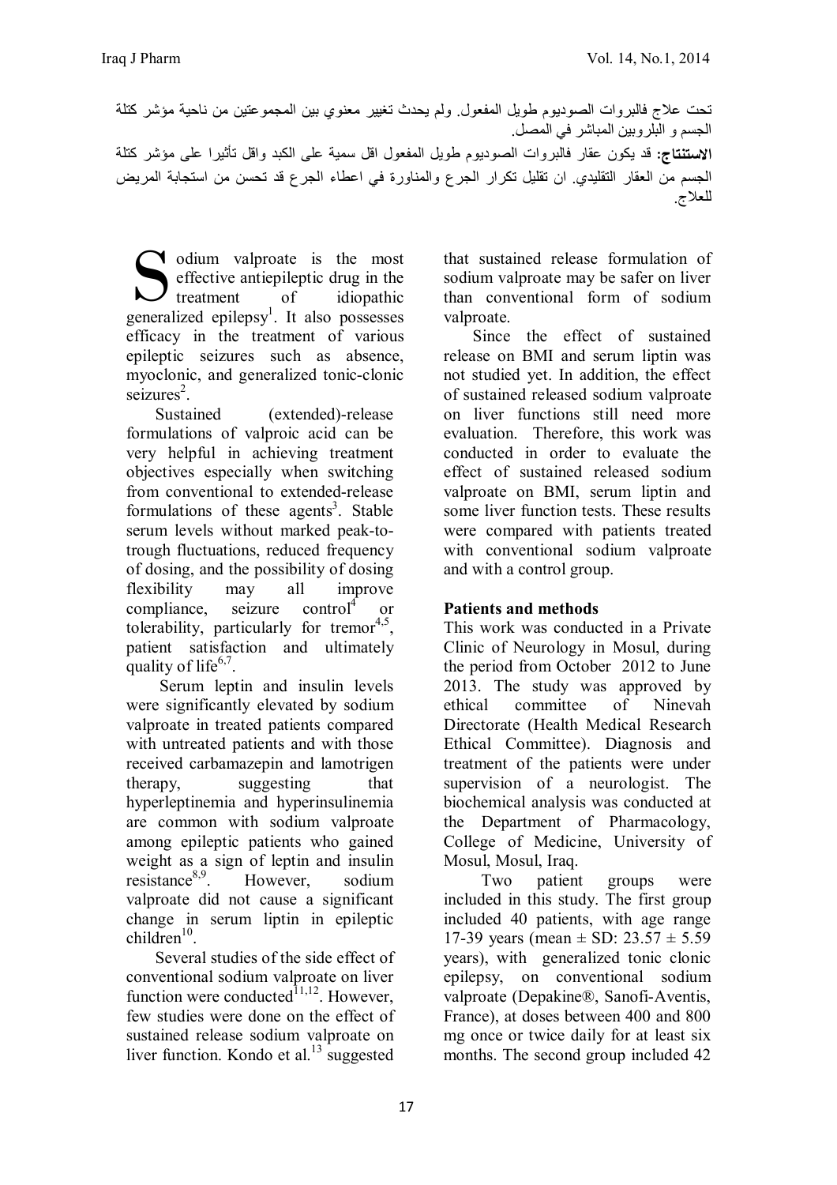تحت علاج فالبروات الصوديوم طويل المفعول. ولم يحدث تغيير معنوي بين المجموعتين من ناحية مؤشر كتلة الجسم و البلروبين المباشر في المصل.

**الاستنتاج:** قد يكون عقار فالبروات الصوديوم طويل المفعول اقل سمية على الكبد واقل تأثيرا على مؤشر كتلة الجسم من العقار التقليدي. ان تقليل تكرار الجرع والمناورة في اعطاء الجرع قد تحسن من استجابة المريض للعلاج.

Sodium valproate is the most effective antiepileptic drug in the treatment of idiopathic generalized epilepsy[1]. It also possesses efficacy in the treatment of various epileptic seizures such as absence, myoclonic, and generalized tonic-clonic seizures[2].

Sustained (extended)-release formulations of valproic acid can be very helpful in achieving treatment objectives especially when switching from conventional to extended-release formulations of these agents[3]. Stable serum levels without marked peak-to-trough fluctuations, reduced frequency of dosing, and the possibility of dosing flexibility may all improve compliance, seizure control[4] or tolerability, particularly for tremor[4,5], patient satisfaction and ultimately quality of life[6,7].

Serum leptin and insulin levels were significantly elevated by sodium valproate in treated patients compared with untreated patients and with those received carbamazepin and lamotrigen therapy, suggesting that hyperleptinemia and hyperinsulinemia are common with sodium valproate among epileptic patients who gained weight as a sign of leptin and insulin resistance[8,9]. However, sodium valproate did not cause a significant change in serum liptin in epileptic children[10].

Several studies of the side effect of conventional sodium valproate on liver function were conducted[11,12]. However, few studies were done on the effect of sustained release sodium valproate on liver function. Kondo et al.[13] suggested that sustained release formulation of sodium valproate may be safer on liver than conventional form of sodium valproate.

Since the effect of sustained release on BMI and serum liptin was not studied yet. In addition, the effect of sustained released sodium valproate on liver functions still need more evaluation. Therefore, this work was conducted in order to evaluate the effect of sustained released sodium valproate on BMI, serum liptin and some liver function tests. These results were compared with patients treated with conventional sodium valproate and with a control group.

## Patients and methods

This work was conducted in a Private Clinic of Neurology in Mosul, during the period from October 2012 to June 2013. The study was approved by ethical committee of Ninevah Directorate (Health Medical Research Ethical Committee). Diagnosis and treatment of the patients were under supervision of a neurologist. The biochemical analysis was conducted at the Department of Pharmacology, College of Medicine, University of Mosul, Mosul, Iraq.

Two patient groups were included in this study. The first group included 40 patients, with age range 17-39 years (mean ± SD: 23.57 ± 5.59 years), with generalized tonic clonic epilepsy, on conventional sodium valproate (Depakine®, Sanofi-Aventis, France), at doses between 400 and 800 mg once or twice daily for at least six months. The second group included 42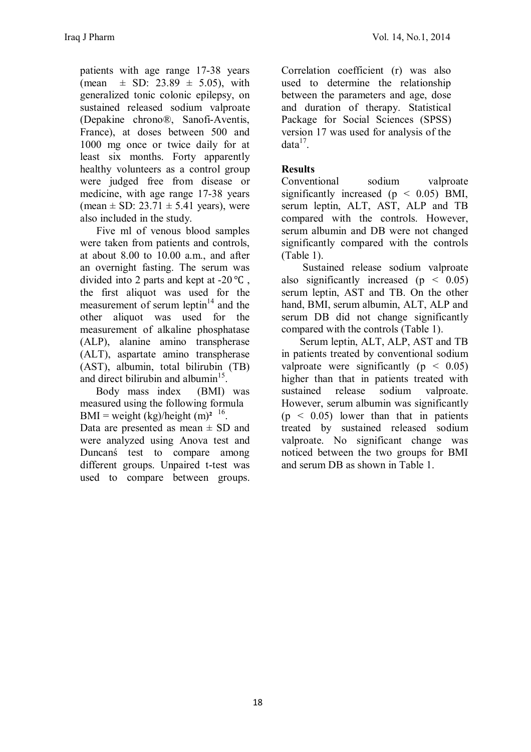patients with age range 17-38 years (mean ± SD: 23.89 ± 5.05), with generalized tonic colonic epilepsy, on sustained released sodium valproate (Depakine chrono®, Sanofi-Aventis, France), at doses between 500 and 1000 mg once or twice daily for at least six months. Forty apparently healthy volunteers as a control group were judged free from disease or medicine, with age range 17-38 years (mean ± SD: 23.71 ± 5.41 years), were also included in the study.

Five ml of venous blood samples were taken from patients and controls, at about 8.00 to 10.00 a.m., and after an overnight fasting. The serum was divided into 2 parts and kept at -20℃ , the first aliquot was used for the measurement of serum leptin[14] and the other aliquot was used for the measurement of alkaline phosphatase (ALP), alanine amino transpherase (ALT), aspartate amino transpherase (AST), albumin, total bilirubin (TB) and direct bilirubin and albumin[15].

Body mass index (BMI) was measured using the following formula BMI = weight (kg)/height $(m)^2$ [16].

Data are presented as mean ± SD and were analyzed using Anova test and Duncanś test to compare among different groups. Unpaired t-test was used to compare between groups. Correlation coefficient (r) was also used to determine the relationship between the parameters and age, dose and duration of therapy. Statistical Package for Social Sciences (SPSS) version 17 was used for analysis of the data[17].

## Results

Conventional sodium valproate significantly increased ($p < 0.05$) BMI, serum leptin, ALT, AST, ALP and TB compared with the controls. However, serum albumin and DB were not changed significantly compared with the controls (Table 1).

Sustained release sodium valproate also significantly increased ($p < 0.05$) serum leptin, AST and TB. On the other hand, BMI, serum albumin, ALT, ALP and serum DB did not change significantly compared with the controls (Table 1).

Serum leptin, ALT, ALP, AST and TB in patients treated by conventional sodium valproate were significantly ($p < 0.05$) higher than that in patients treated with sustained release sodium valproate. However, serum albumin was significantly ($p < 0.05$) lower than that in patients treated by sustained released sodium valproate. No significant change was noticed between the two groups for BMI and serum DB as shown in Table 1.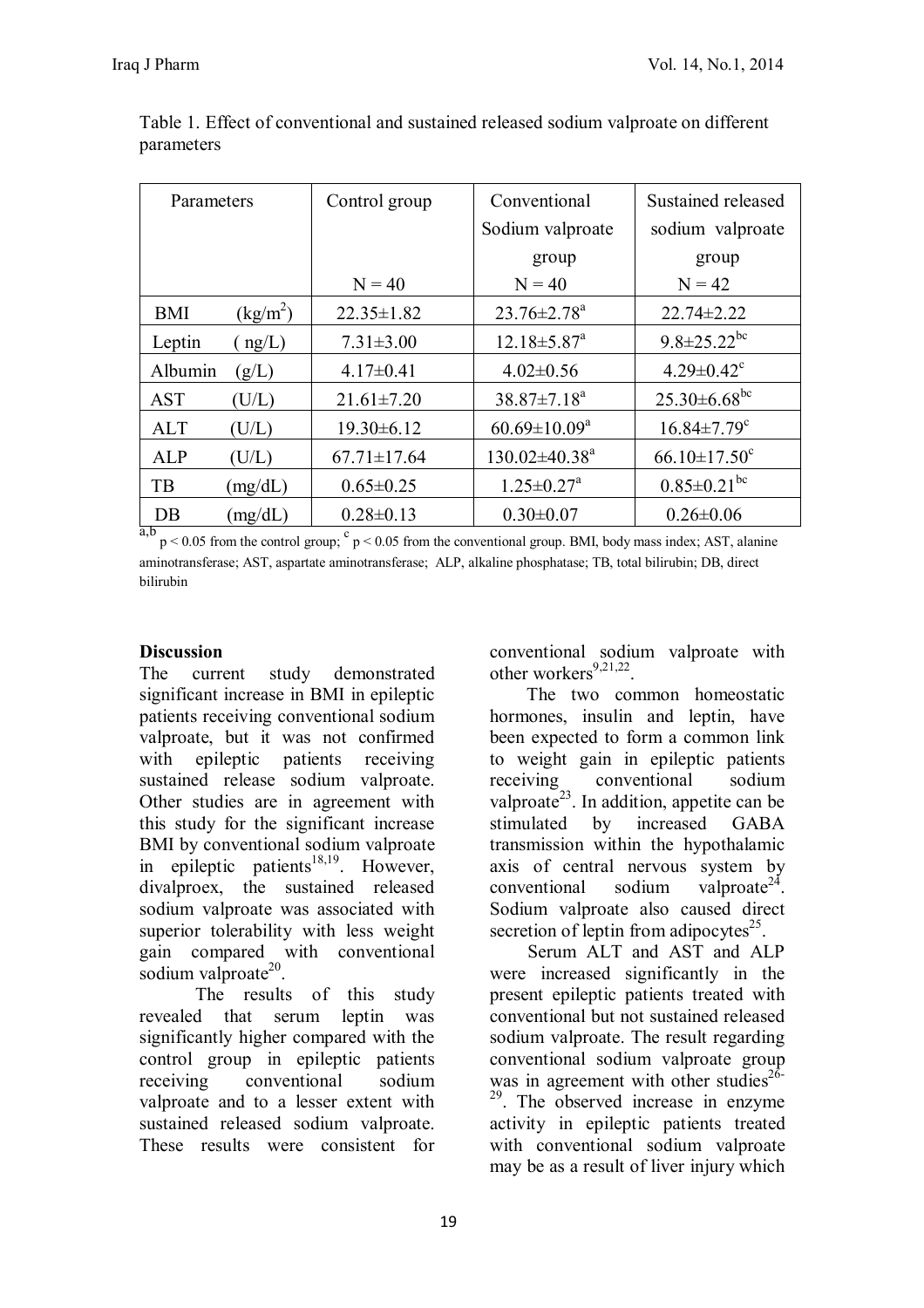Table 1. Effect of conventional and sustained released sodium valproate on different parameters

| Parameters | Control group N = 40 | Conventional Sodium valproate group N = 40 | Sustained released sodium valproate group N = 42 |
|---|---|---|---|
| BMI ($kg/m^2$) | 22.35±1.82 | 23.76±2.78$^{a}$ | 22.74±2.22 |
| Leptin ( ng/L) | 7.31±3.00 | 12.18±5.87$^{a}$ | 9.8±25.22$^{bc}$ |
| Albumin (g/L) | 4.17±0.41 | 4.02±0.56 | 4.29±0.42$^{c}$ |
| AST (U/L) | 21.61±7.20 | 38.87±7.18$^{a}$ | 25.30±6.68$^{bc}$ |
| ALT (U/L) | 19.30±6.12 | 60.69±10.09$^{a}$ | 16.84±7.79$^{c}$ |
| ALP (U/L) | 67.71±17.64 | 130.02±40.38$^{a}$ | 66.10±17.50$^{c}$ |
| TB (mg/dL) | 0.65±0.25 | 1.25±0.27$^{a}$ | 0.85±0.21$^{bc}$ |
| DB (mg/dL) | 0.28±0.13 | 0.30±0.07 | 0.26±0.06 |

$^{a,b}$ $p < 0.05$ from the control group; $^{c}$ $p < 0.05$ from the conventional group. BMI, body mass index; AST, alanine aminotransferase; AST, aspartate aminotransferase; ALP, alkaline phosphatase; TB, total bilirubin; DB, direct bilirubin

**Discussion**

The current study demonstrated significant increase in BMI in epileptic patients receiving conventional sodium valproate, but it was not confirmed with epileptic patients receiving sustained release sodium valproate. Other studies are in agreement with this study for the significant increase BMI by conventional sodium valproate in epileptic patients[18,19]. However, divalproex, the sustained released sodium valproate was associated with superior tolerability with less weight gain compared with conventional sodium valproate[20].

The results of this study revealed that serum leptin was significantly higher compared with the control group in epileptic patients receiving conventional sodium valproate and to a lesser extent with sustained released sodium valproate. These results were consistent for conventional sodium valproate with other workers[9,21,22].

The two common homeostatic hormones, insulin and leptin, have been expected to form a common link to weight gain in epileptic patients receiving conventional sodium valproate[23]. In addition, appetite can be stimulated by increased GABA transmission within the hypothalamic axis of central nervous system by conventional sodium valproate[24]. Sodium valproate also caused direct secretion of leptin from adipocytes[25].

Serum ALT and AST and ALP were increased significantly in the present epileptic patients treated with conventional but not sustained released sodium valproate. The result regarding conventional sodium valproate group was in agreement with other studies[26-29]. The observed increase in enzyme activity in epileptic patients treated with conventional sodium valproate may be as a result of liver injury which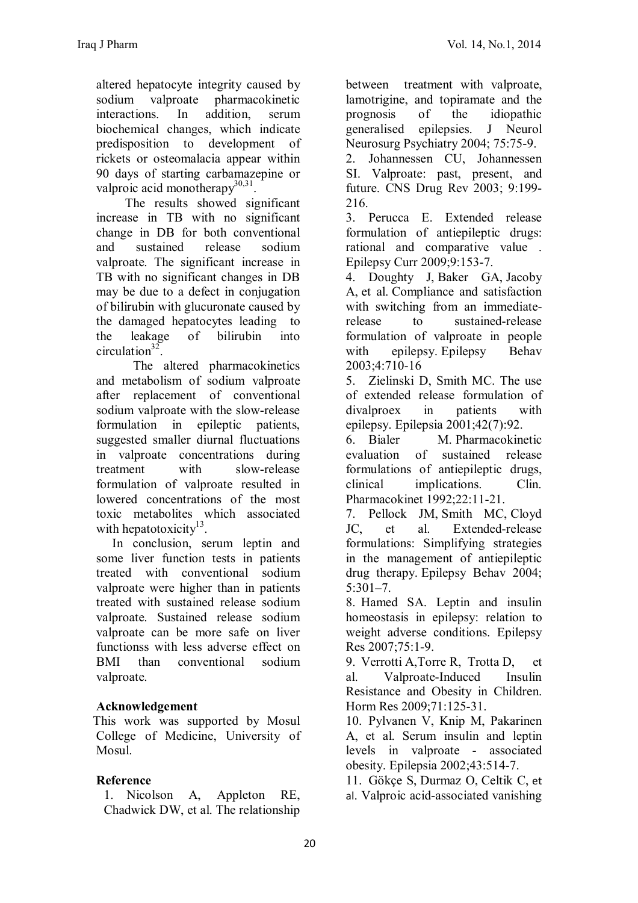altered hepatocyte integrity caused by sodium valproate pharmacokinetic interactions. In addition, serum biochemical changes, which indicate predisposition to development of rickets or osteomalacia appear within 90 days of starting carbamazepine or valproic acid monotherapy[30,31].

The results showed significant increase in TB with no significant change in DB for both conventional and sustained release sodium valproate. The significant increase in TB with no significant changes in DB may be due to a defect in conjugation of bilirubin with glucuronate caused by the damaged hepatocytes leading to the leakage of bilirubin into circulation[32].

The altered pharmacokinetics and metabolism of sodium valproate after replacement of conventional sodium valproate with the slow-release formulation in epileptic patients, suggested smaller diurnal fluctuations in valproate concentrations during treatment with slow-release formulation of valproate resulted in lowered concentrations of the most toxic metabolites which associated with hepatotoxicity[13].

In conclusion, serum leptin and some liver function tests in patients treated with conventional sodium valproate were higher than in patients treated with sustained release sodium valproate. Sustained release sodium valproate can be more safe on liver functionss with less adverse effect on BMI than conventional sodium valproate.

## Acknowledgement

This work was supported by Mosul College of Medicine, University of Mosul.

## Reference

1. Nicolson A, Appleton RE, Chadwick DW, et al. The relationship between treatment with valproate, lamotrigine, and topiramate and the prognosis of the idiopathic generalised epilepsies. J Neurol Neurosurg Psychiatry 2004; 75:75-9.
2. Johannessen CU, Johannessen SI. Valproate: past, present, and future. CNS Drug Rev 2003; 9:199-216.
3. Perucca E. Extended release formulation of antiepileptic drugs: rational and comparative value . Epilepsy Curr 2009;9:153-7.
4. Doughty J, Baker GA, Jacoby A, et al. Compliance and satisfaction with switching from an immediate-release to sustained-release formulation of valproate in people with epilepsy. Epilepsy Behav 2003;4:710-16
5. Zielinski D, Smith MC. The use of extended release formulation of divalproex in patients with epilepsy. Epilepsia 2001;42(7):92.
6. Bialer M. Pharmacokinetic evaluation of sustained release formulations of antiepileptic drugs, clinical implications. Clin. Pharmacokinet 1992;22:11-21.
7. Pellock JM, Smith MC, Cloyd JC, et al. Extended-release formulations: Simplifying strategies in the management of antiepileptic drug therapy. Epilepsy Behav 2004; 5:301–7.
8. Hamed SA. Leptin and insulin homeostasis in epilepsy: relation to weight adverse conditions. Epilepsy Res 2007;75:1-9.
9. Verrotti A,Torre R, Trotta D, et al. Valproate-Induced Insulin Resistance and Obesity in Children. Horm Res 2009;71:125-31.
10. Pylvanen V, Knip M, Pakarinen A, et al. Serum insulin and leptin levels in valproate - associated obesity. Epilepsia 2002;43:514-7.
11. Gökçe S, Durmaz O, Celtik C, et al. Valproic acid-associated vanishing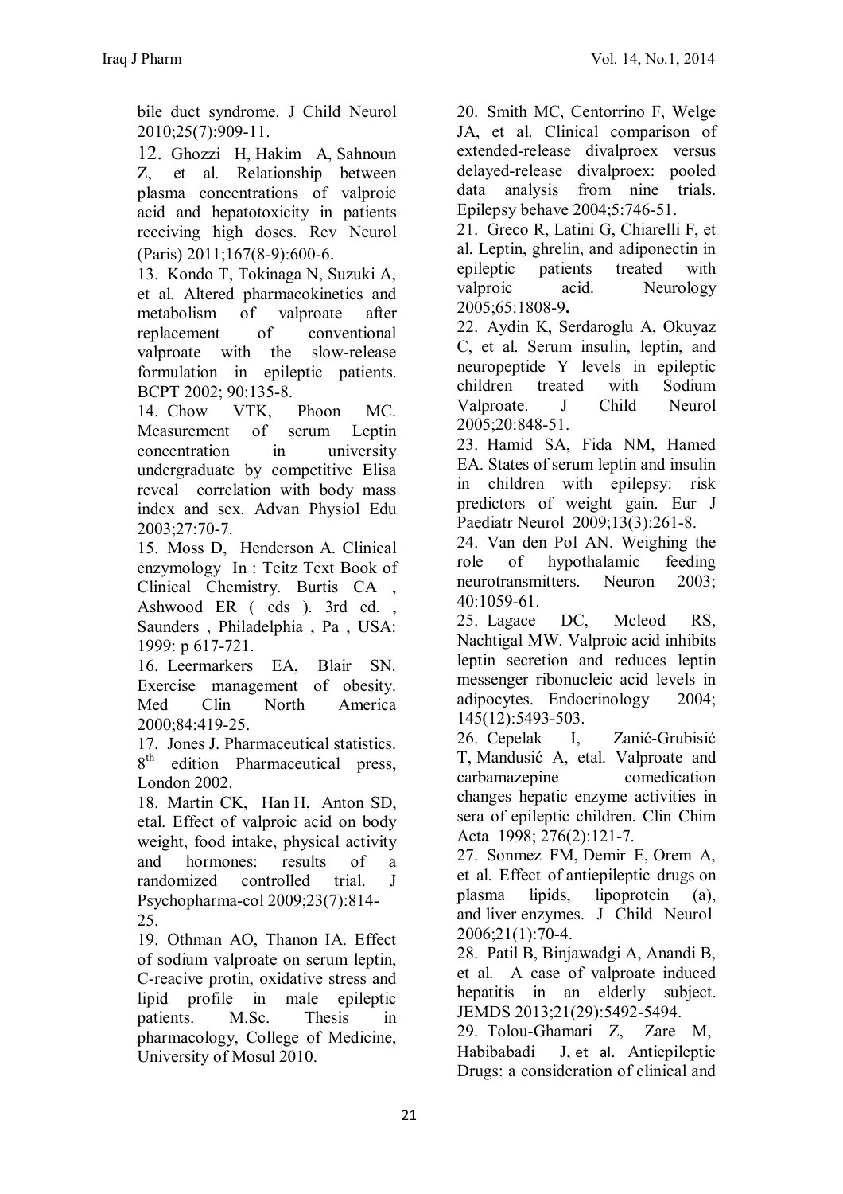bile duct syndrome. J Child Neurol 2010;25(7):909-11.

12. Ghozzi H, Hakim A, Sahnoun Z, et al. Relationship between plasma concentrations of valproic acid and hepatotoxicity in patients receiving high doses. Rev Neurol (Paris) 2011;167(8-9):600-6.

13. Kondo T, Tokinaga N, Suzuki A, et al. Altered pharmacokinetics and metabolism of valproate after replacement of conventional valproate with the slow-release formulation in epileptic patients. BCPT 2002; 90:135-8.

14. Chow VTK, Phoon MC. Measurement of serum Leptin concentration in university undergraduate by competitive Elisa reveal correlation with body mass index and sex. Advan Physiol Edu 2003;27:70-7.

15. Moss D, Henderson A. Clinical enzymology In : Teitz Text Book of Clinical Chemistry. Burtis CA , Ashwood ER ( eds ). 3rd ed. , Saunders , Philadelphia , Pa , USA: 1999: p 617-721.

16. Leermarkers EA, Blair SN. Exercise management of obesity. Med Clin North America 2000;84:419-25.

17. Jones J. Pharmaceutical statistics. 8th edition Pharmaceutical press, London 2002.

18. Martin CK, Han H, Anton SD, etal. Effect of valproic acid on body weight, food intake, physical activity and hormones: results of a randomized controlled trial. J Psychopharma-col 2009;23(7):814-25.

19. Othman AO, Thanon IA. Effect of sodium valproate on serum leptin, C-reacive protin, oxidative stress and lipid profile in male epileptic patients. M.Sc. Thesis in pharmacology, College of Medicine, University of Mosul 2010.

20. Smith MC, Centorrino F, Welge JA, et al. Clinical comparison of extended-release divalproex versus delayed-release divalproex: pooled data analysis from nine trials. Epilepsy behave 2004;5:746-51.

21. Greco R, Latini G, Chiarelli F, et al. Leptin, ghrelin, and adiponectin in epileptic patients treated with valproic acid. Neurology 2005;65:1808-9.

22. Aydin K, Serdaroglu A, Okuyaz C, et al. Serum insulin, leptin, and neuropeptide Y levels in epileptic children treated with Sodium Valproate. J Child Neurol 2005;20:848-51.

23. Hamid SA, Fida NM, Hamed EA. States of serum leptin and insulin in children with epilepsy: risk predictors of weight gain. Eur J Paediatr Neurol 2009;13(3):261-8.

24. Van den Pol AN. Weighing the role of hypothalamic feeding neurotransmitters. Neuron 2003; 40:1059-61.

25. Lagace DC, Mcleod RS, Nachtigal MW. Valproic acid inhibits leptin secretion and reduces leptin messenger ribonucleic acid levels in adipocytes. Endocrinology 2004; 145(12):5493-503.

26. Cepelak I, Zanić-Grubisić T, Mandusić A, etal. Valproate and carbamazepine comedication changes hepatic enzyme activities in sera of epileptic children. Clin Chim Acta 1998; 276(2):121-7.

27. Sonmez FM, Demir E, Orem A, et al. Effect of antiepileptic drugs on plasma lipids, lipoprotein (a), and liver enzymes. J Child Neurol 2006;21(1):70-4.

28. Patil B, Binjawadgi A, Anandi B, et al. A case of valproate induced hepatitis in an elderly subject. JEMDS 2013;21(29):5492-5494.

29. Tolou-Ghamari Z, Zare M, Habibabadi J, et al. Antiepileptic Drugs: a consideration of clinical and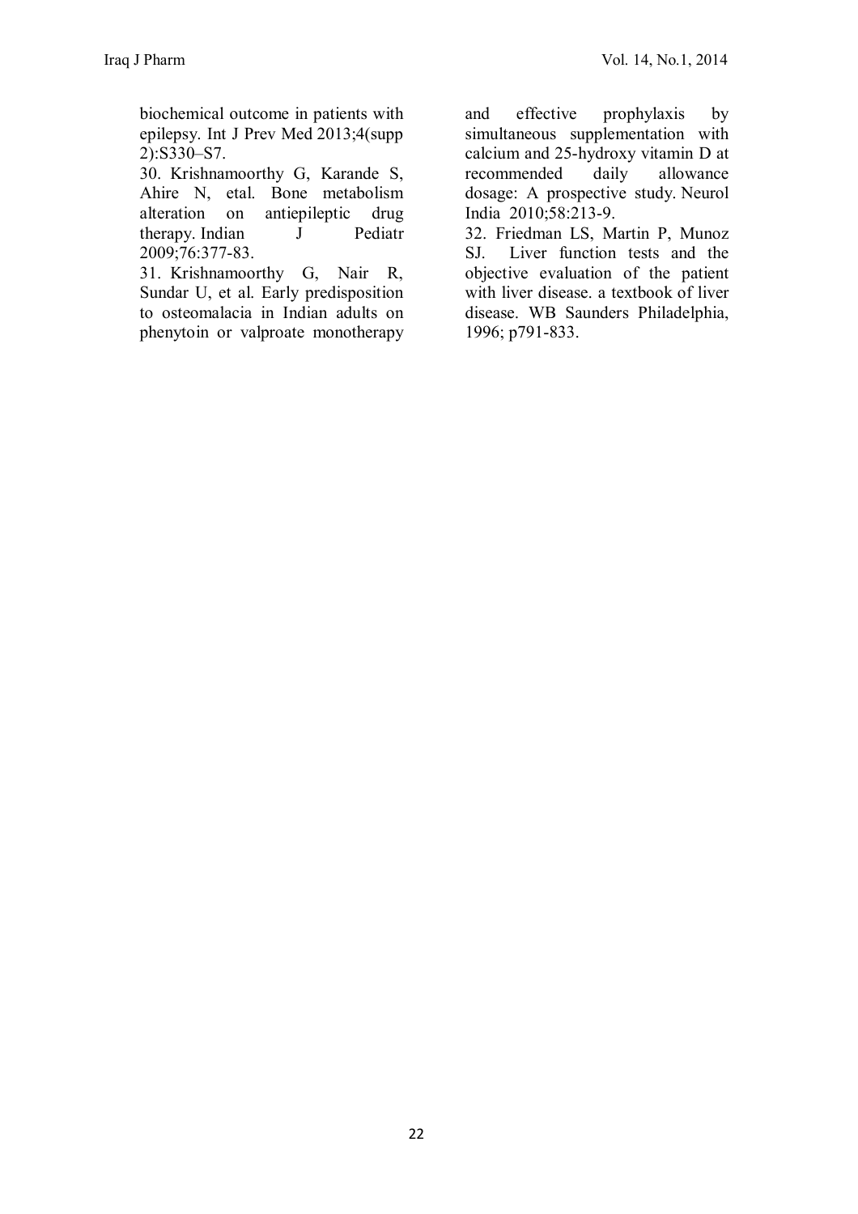biochemical outcome in patients with epilepsy. Int J Prev Med 2013;4(supp 2):S330–S7.

30. Krishnamoorthy G, Karande S, Ahire N, etal. Bone metabolism alteration on antiepileptic drug therapy. Indian J Pediatr 2009;76:377-83.

31. Krishnamoorthy G, Nair R, Sundar U, et al. Early predisposition to osteomalacia in Indian adults on phenytoin or valproate monotherapy and effective prophylaxis by simultaneous supplementation with calcium and 25-hydroxy vitamin D at recommended daily allowance dosage: A prospective study. Neurol India 2010;58:213-9.

32. Friedman LS, Martin P, Munoz SJ. Liver function tests and the objective evaluation of the patient with liver disease. a textbook of liver disease. WB Saunders Philadelphia, 1996; p791-833.